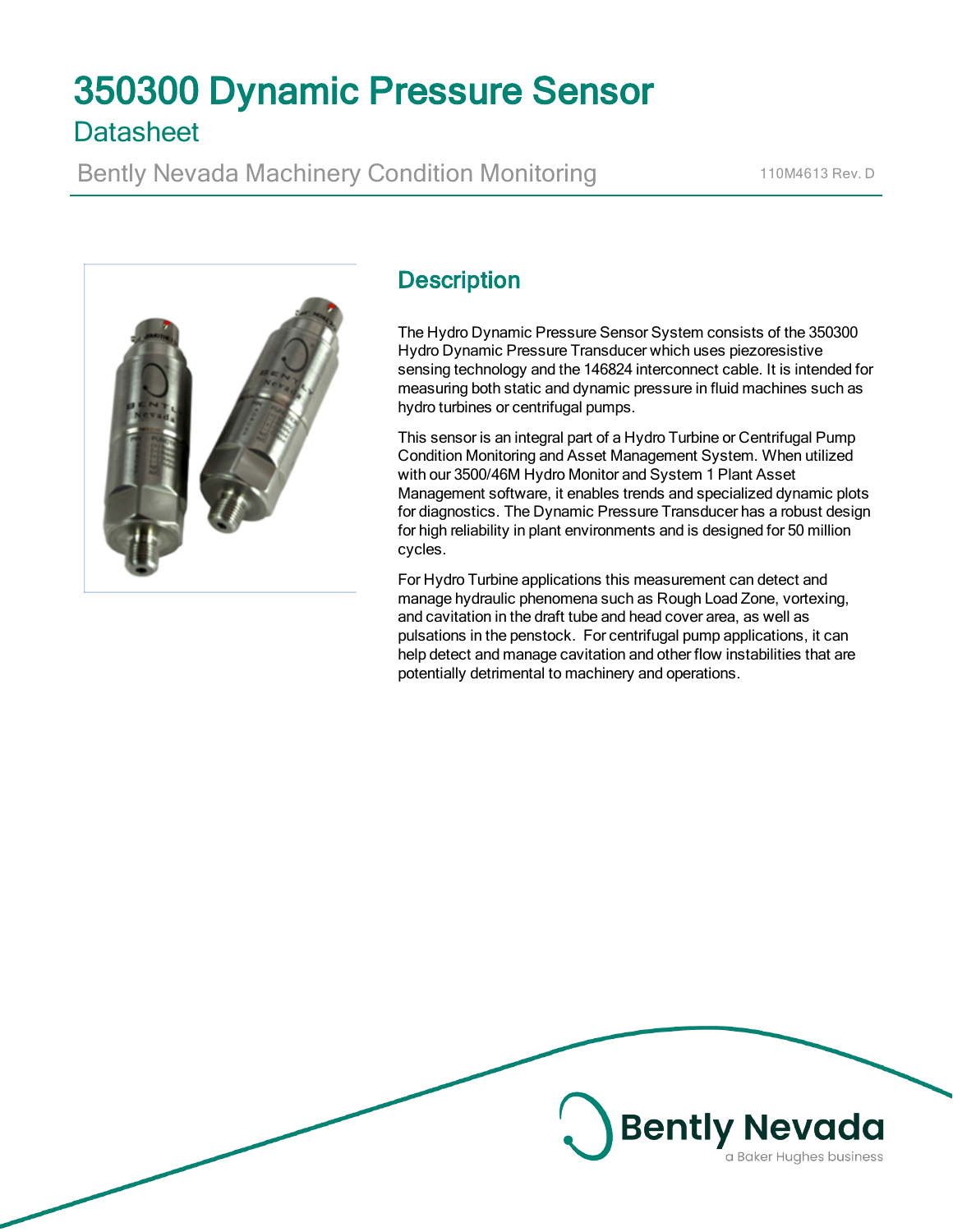# 350300 Dynamic Pressure Sensor

## Datasheet

Bently Nevada Machinery Condition Monitoring

110M4613 Rev. D

## Description

The Hydro Dynamic Pressure Sensor System consists of the 350300 Hydro Dynamic Pressure Transducer which uses piezoresistive sensing technology and the 146824 interconnect cable. It is intended for measuring both static and dynamic pressure in fluid machines such as hydro turbines or centrifugal pumps.

This sensor is an integral part of a Hydro Turbine or Centrifugal Pump Condition Monitoring and Asset Management System. When utilized with our 3500/46M Hydro Monitor and System 1 Plant Asset Management software, it enables trends and specialized dynamic plots for diagnostics. The Dynamic Pressure Transducer has a robust design for high reliability in plant environments and is designed for 50 million cycles.

For Hydro Turbine applications this measurement can detect and manage hydraulic phenomena such as Rough Load Zone, vortexing, and cavitation in the draft tube and head cover area, as well as pulsations in the penstock. For centrifugal pump applications, it can help detect and manage cavitation and other flow instabilities that are potentially detrimental to machinery and operations.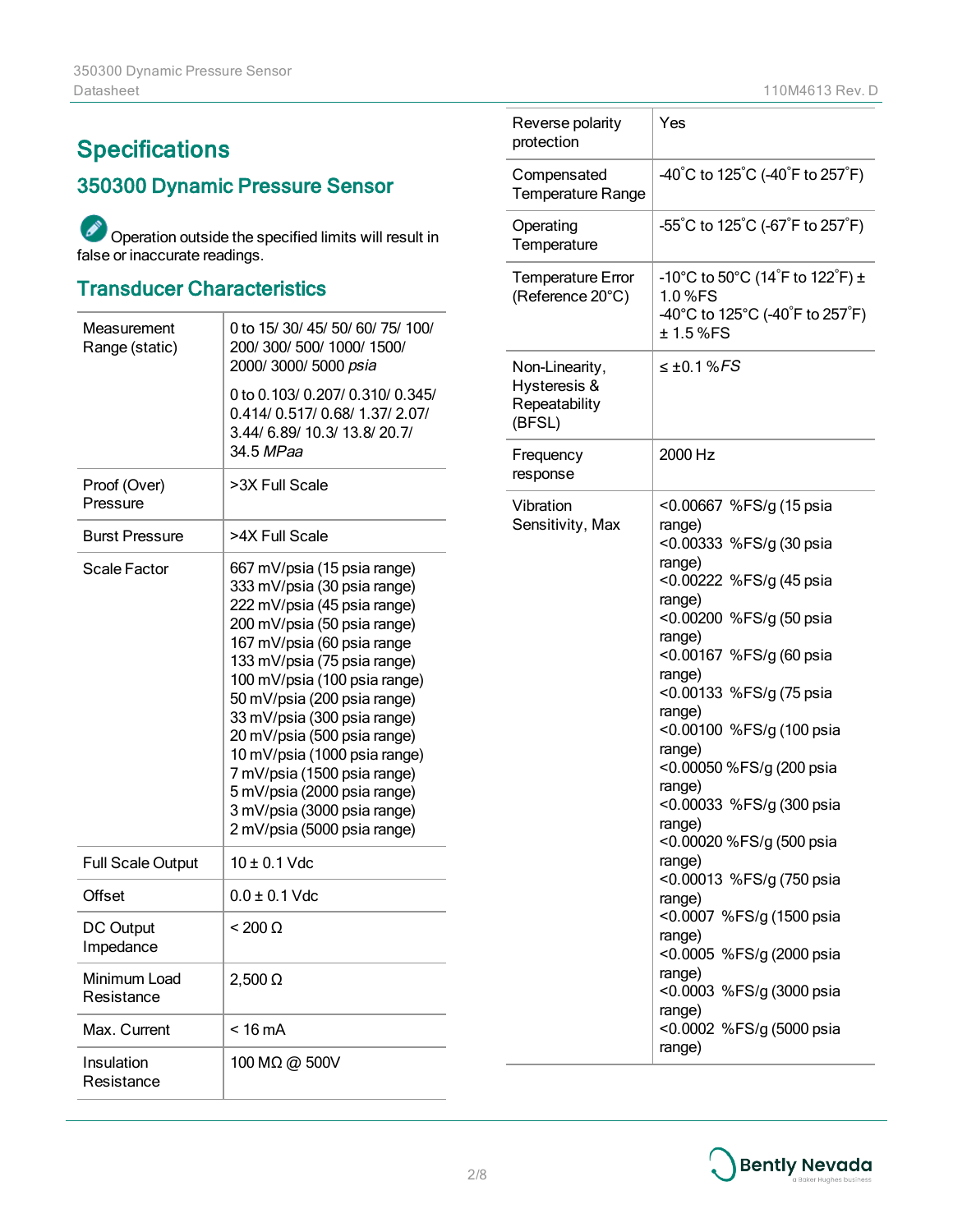# Specifications

## 350300 Dynamic Pressure Sensor

Operation outside the specified limits will result in false or inaccurate readings.

### Transducer Characteristics

| | |
|---|---|
| Measurement Range (static) | 0 to 15/ 30/ 45/ 50/ 60/ 75/ 100/ 200/ 300/ 500/ 1000/ 1500/ 2000/ 3000/ 5000 *psia*<br><br>0 to 0.103/ 0.207/ 0.310/ 0.345/ 0.414/ 0.517/ 0.68/ 1.37/ 2.07/ 3.44/ 6.89/ 10.3/ 13.8/ 20.7/ 34.5 *MPaa* |
| Proof (Over) Pressure | >3X Full Scale |
| Burst Pressure | >4X Full Scale |
| Scale Factor | 667 mV/psia (15 psia range)<br>333 mV/psia (30 psia range)<br>222 mV/psia (45 psia range)<br>200 mV/psia (50 psia range)<br>167 mV/psia (60 psia range<br>133 mV/psia (75 psia range)<br>100 mV/psia (100 psia range)<br>50 mV/psia (200 psia range)<br>33 mV/psia (300 psia range)<br>20 mV/psia (500 psia range)<br>10 mV/psia (1000 psia range)<br>7 mV/psia (1500 psia range)<br>5 mV/psia (2000 psia range)<br>3 mV/psia (3000 psia range)<br>2 mV/psia (5000 psia range) |
| Full Scale Output | 10 ± 0.1 Vdc |
| Offset | 0.0 ± 0.1 Vdc |
| DC Output Impedance | < 200 Ω |
| Minimum Load Resistance | 2,500 Ω |
| Max. Current | < 16 mA |
| Insulation Resistance | 100 MΩ @ 500V |
| Reverse polarity protection | Yes |
| Compensated Temperature Range | -40˚C to 125˚C (-40˚F to 257˚F) |
| Operating Temperature | -55˚C to 125˚C (-67˚F to 257˚F) |
| Temperature Error (Reference 20°C) | -10°C to 50°C (14˚F to 122˚F) ± 1.0 %FS<br>-40°C to 125°C (-40˚F to 257˚F) ± 1.5 %FS |
| Non-Linearity, Hysteresis & Repeatability (BFSL) | ≤ ±0.1 %*FS* |
| Frequency response | 2000 Hz |
| Vibration Sensitivity, Max | <0.00667 %FS/g (15 psia range)<br><0.00333 %FS/g (30 psia range)<br><0.00222 %FS/g (45 psia range)<br><0.00200 %FS/g (50 psia range)<br><0.00167 %FS/g (60 psia range)<br><0.00133 %FS/g (75 psia range)<br><0.00100 %FS/g (100 psia range)<br><0.00050 %FS/g (200 psia range)<br><0.00033 %FS/g (300 psia range)<br><0.00020 %FS/g (500 psia range)<br><0.00013 %FS/g (750 psia range)<br><0.0007 %FS/g (1500 psia range)<br><0.0005 %FS/g (2000 psia range)<br><0.0003 %FS/g (3000 psia range)<br><0.0002 %FS/g (5000 psia range) |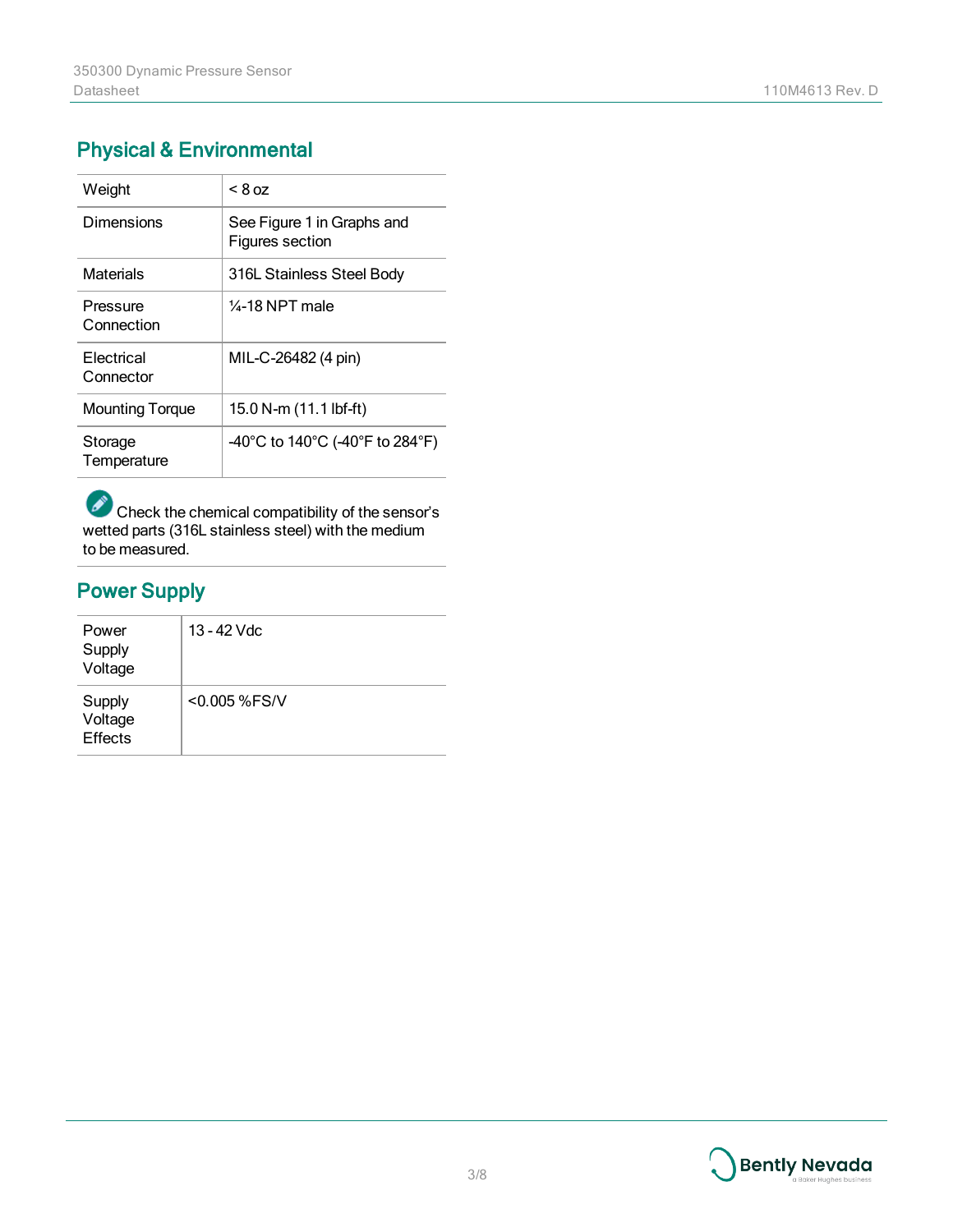## Physical & Environmental

| Weight | < 8 oz |
|---|---|
| Dimensions | See Figure 1 in Graphs and Figures section |
| Materials | 316L Stainless Steel Body |
| Pressure Connection | ¼-18 NPT male |
| Electrical Connector | MIL-C-26482 (4 pin) |
| Mounting Torque | 15.0 N-m (11.1 lbf-ft) |
| Storage Temperature | -40°C to 140°C (-40°F to 284°F) |

Check the chemical compatibility of the sensor's wetted parts (316L stainless steel) with the medium to be measured.

## Power Supply

| Power Supply Voltage | 13 - 42 Vdc |
|---|---|
| Supply Voltage Effects | <0.005 %FS/V |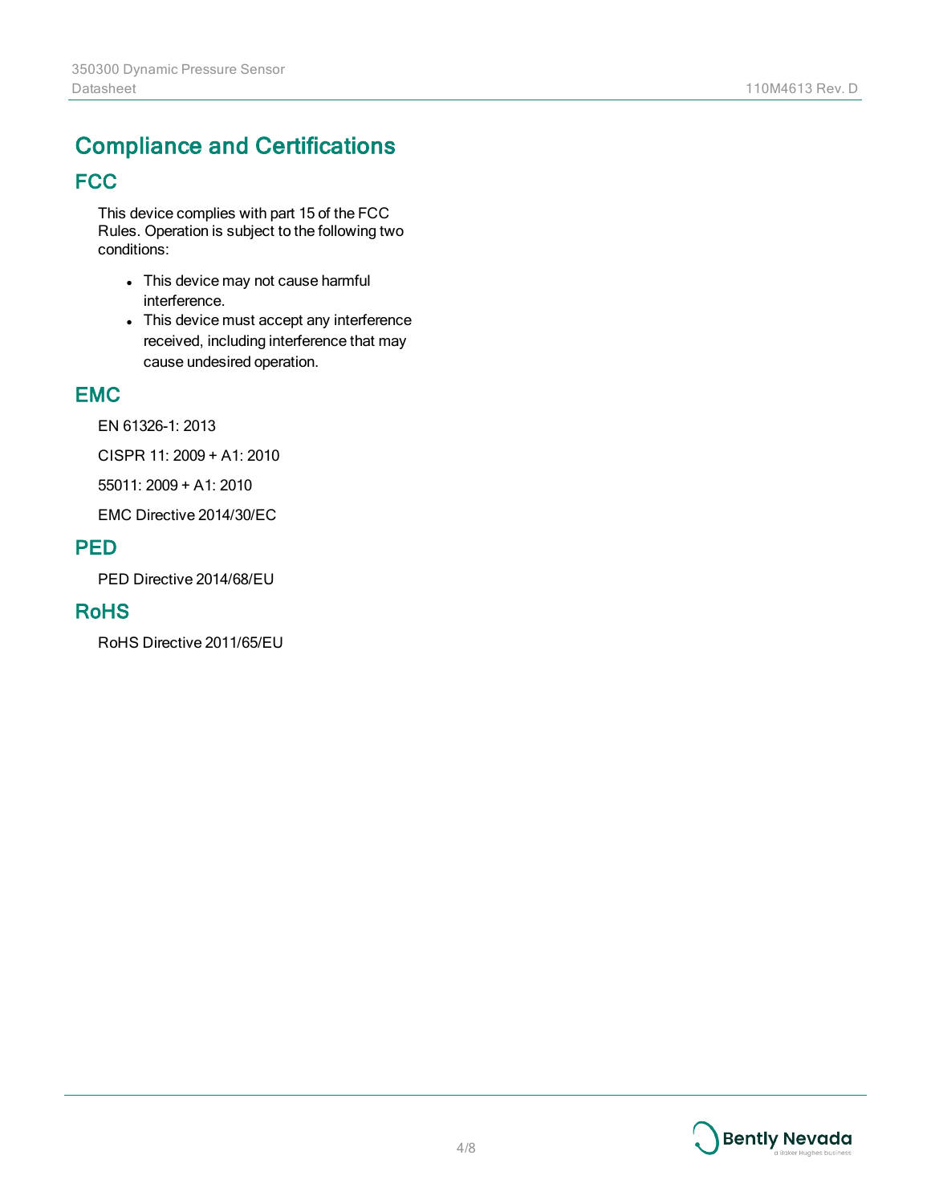# Compliance and Certifications

## FCC

This device complies with part 15 of the FCC Rules. Operation is subject to the following two conditions:

- This device may not cause harmful interference.
- This device must accept any interference received, including interference that may cause undesired operation.

## EMC

EN 61326-1: 2013

CISPR 11: 2009 + A1: 2010

55011: 2009 + A1: 2010

EMC Directive 2014/30/EC

## PED

PED Directive 2014/68/EU

## RoHS

RoHS Directive 2011/65/EU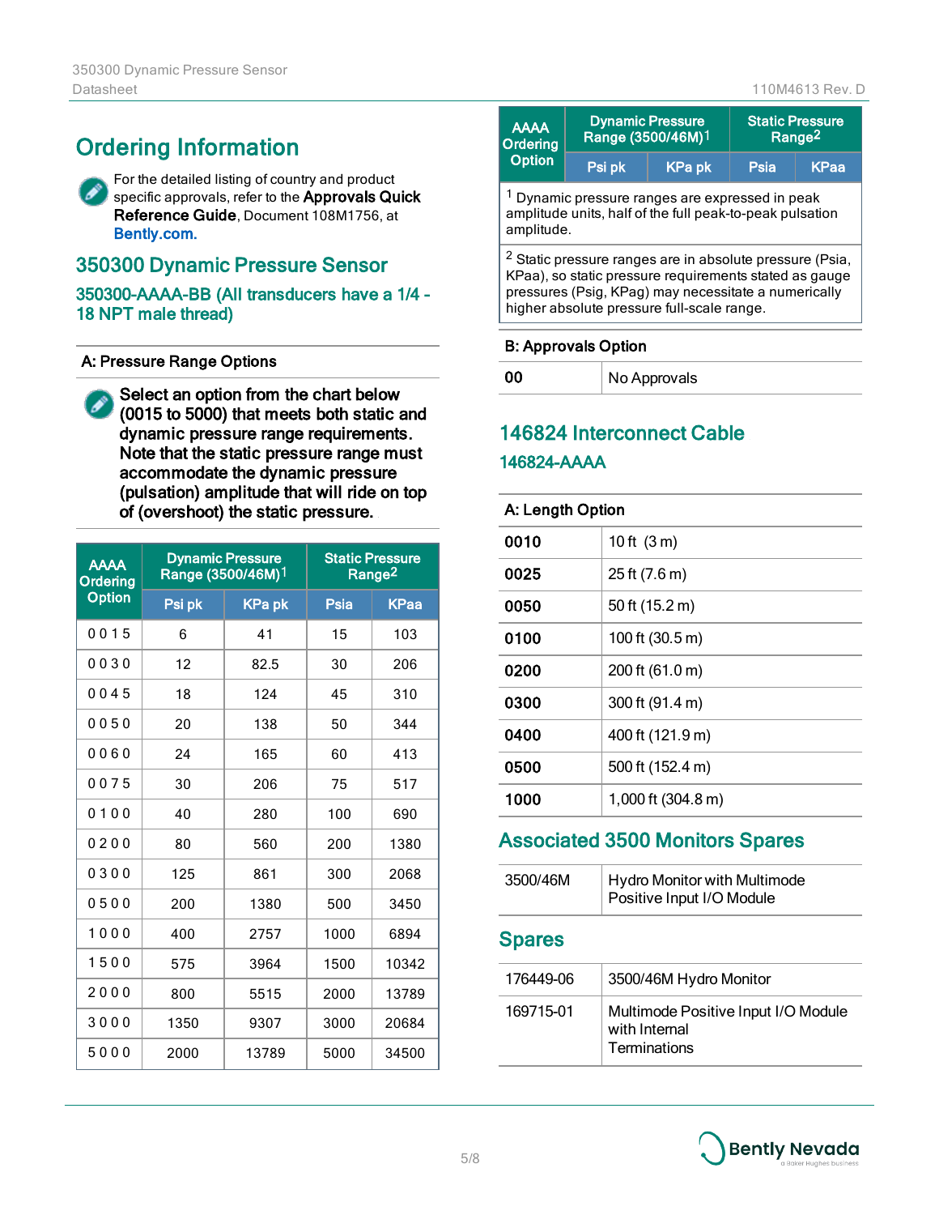# Ordering Information

For the detailed listing of country and product specific approvals, refer to the **Approvals Quick Reference Guide**, Document 108M1756, at Bently.com.

## 350300 Dynamic Pressure Sensor

### 350300-AAAA-BB (All transducers have a 1/4 - 18 NPT male thread)

**A: Pressure Range Options**

**Select an option from the chart below (0015 to 5000) that meets both static and dynamic pressure range requirements. Note that the static pressure range must accommodate the dynamic pressure (pulsation) amplitude that will ride on top of (overshoot) the static pressure.**

| AAAA Ordering Option | Dynamic Pressure Range (3500/46M)[1] | | Static Pressure Range[2] | |
|---|---|---|---|---|
| | Psi pk | KPa pk | Psia | KPaa |
| 0015 | 6 | 41 | 15 | 103 |
| 0030 | 12 | 82.5 | 30 | 206 |
| 0045 | 18 | 124 | 45 | 310 |
| 0050 | 20 | 138 | 50 | 344 |
| 0060 | 24 | 165 | 60 | 413 |
| 0075 | 30 | 206 | 75 | 517 |
| 0100 | 40 | 280 | 100 | 690 |
| 0200 | 80 | 560 | 200 | 1380 |
| 0300 | 125 | 861 | 300 | 2068 |
| 0500 | 200 | 1380 | 500 | 3450 |
| 1000 | 400 | 2757 | 1000 | 6894 |
| 1500 | 575 | 3964 | 1500 | 10342 |
| 2000 | 800 | 5515 | 2000 | 13789 |
| 3000 | 1350 | 9307 | 3000 | 20684 |
| 5000 | 2000 | 13789 | 5000 | 34500 |

[1] Dynamic pressure ranges are expressed in peak amplitude units, half of the full peak-to-peak pulsation amplitude.

[2] Static pressure ranges are in absolute pressure (Psia, KPaa), so static pressure requirements stated as gauge pressures (Psig, KPag) may necessitate a numerically higher absolute pressure full-scale range.

**B: Approvals Option**

| | |
|---|---|
| **00** | No Approvals |

## 146824 Interconnect Cable

### 146824-AAAA

**A: Length Option**

| | |
|---|---|
| **0010** | 10 ft (3 m) |
| **0025** | 25 ft (7.6 m) |
| **0050** | 50 ft (15.2 m) |
| **0100** | 100 ft (30.5 m) |
| **0200** | 200 ft (61.0 m) |
| **0300** | 300 ft (91.4 m) |
| **0400** | 400 ft (121.9 m) |
| **0500** | 500 ft (152.4 m) |
| **1000** | 1,000 ft (304.8 m) |

## Associated 3500 Monitors Spares

| | |
|---|---|
| 3500/46M | Hydro Monitor with Multimode Positive Input I/O Module |

## Spares

| | |
|---|---|
| 176449-06 | 3500/46M Hydro Monitor |
| 169715-01 | Multimode Positive Input I/O Module with Internal Terminations |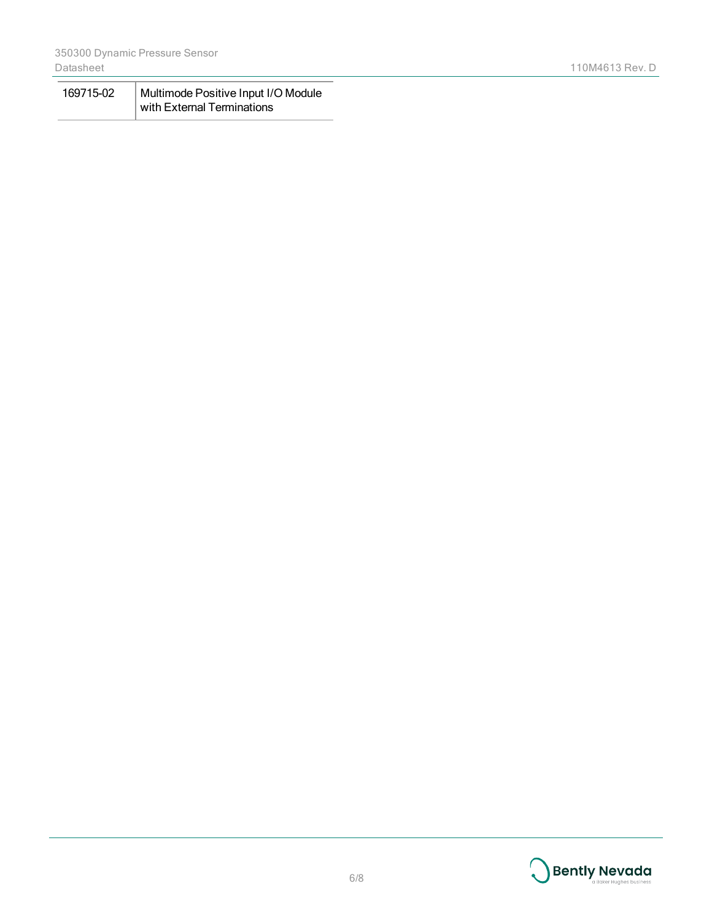| | |
|---|---|
| 169715-02 | Multimode Positive Input I/O Module with External Terminations |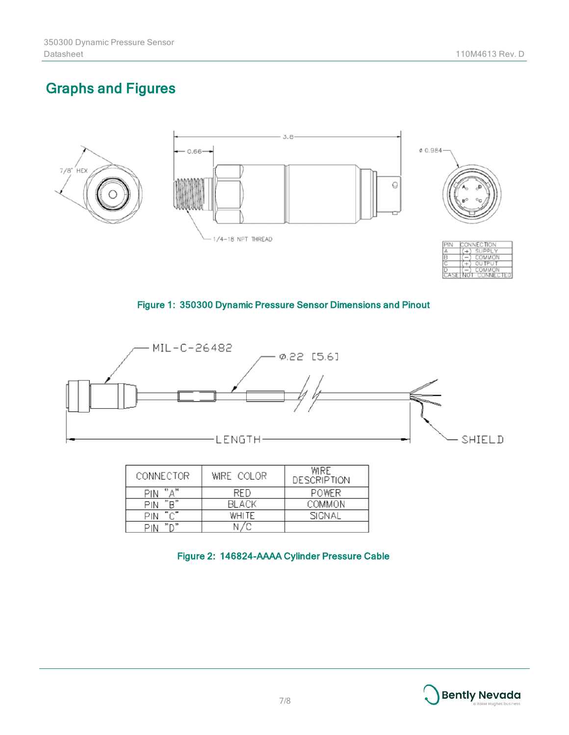## Graphs and Figures

| PIN | CONNECTION |
|---|---|
| A | (+) SUPPLY |
| B | (−) COMMON |
| C | (+) OUTPUT |
| D | (−) COMMON |
| CASE | NOT CONNECTED |

Figure 1: 350300 Dynamic Pressure Sensor Dimensions and Pinout

| CONNECTOR | WIRE COLOR | WIRE DESCRIPTION |
|---|---|---|
| PIN "A" | RED | POWER |
| PIN "B" | BLACK | COMMON |
| PIN "C" | WHITE | SIGNAL |
| PIN "D" | N/C | |

Figure 2: 146824-AAAA Cylinder Pressure Cable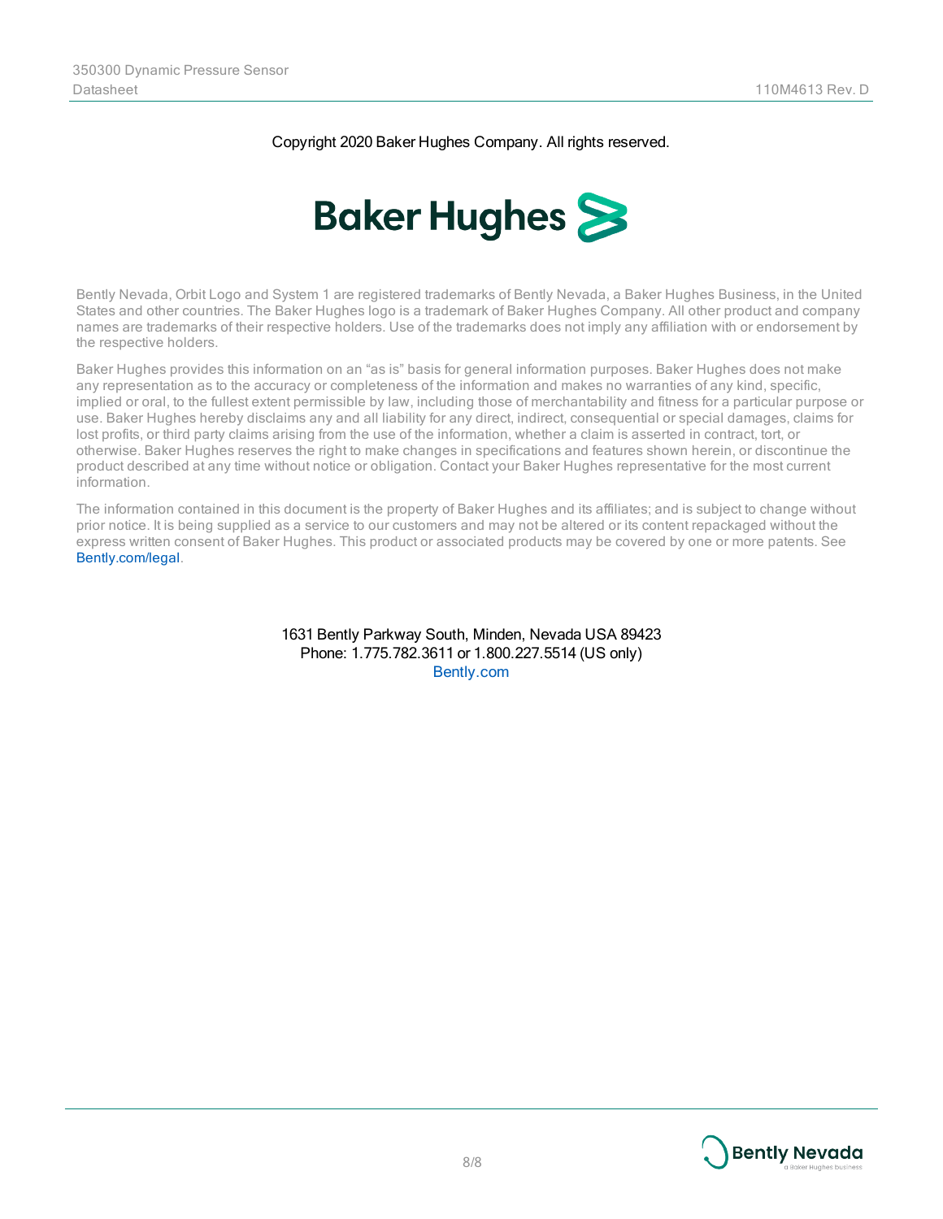Copyright 2020 Baker Hughes Company. All rights reserved.

Bently Nevada, Orbit Logo and System 1 are registered trademarks of Bently Nevada, a Baker Hughes Business, in the United States and other countries. The Baker Hughes logo is a trademark of Baker Hughes Company. All other product and company names are trademarks of their respective holders. Use of the trademarks does not imply any affiliation with or endorsement by the respective holders.

Baker Hughes provides this information on an "as is" basis for general information purposes. Baker Hughes does not make any representation as to the accuracy or completeness of the information and makes no warranties of any kind, specific, implied or oral, to the fullest extent permissible by law, including those of merchantability and fitness for a particular purpose or use. Baker Hughes hereby disclaims any and all liability for any direct, indirect, consequential or special damages, claims for lost profits, or third party claims arising from the use of the information, whether a claim is asserted in contract, tort, or otherwise. Baker Hughes reserves the right to make changes in specifications and features shown herein, or discontinue the product described at any time without notice or obligation. Contact your Baker Hughes representative for the most current information.

The information contained in this document is the property of Baker Hughes and its affiliates; and is subject to change without prior notice. It is being supplied as a service to our customers and may not be altered or its content repackaged without the express written consent of Baker Hughes. This product or associated products may be covered by one or more patents. See Bently.com/legal.

1631 Bently Parkway South, Minden, Nevada USA 89423
Phone: 1.775.782.3611 or 1.800.227.5514 (US only)
Bently.com